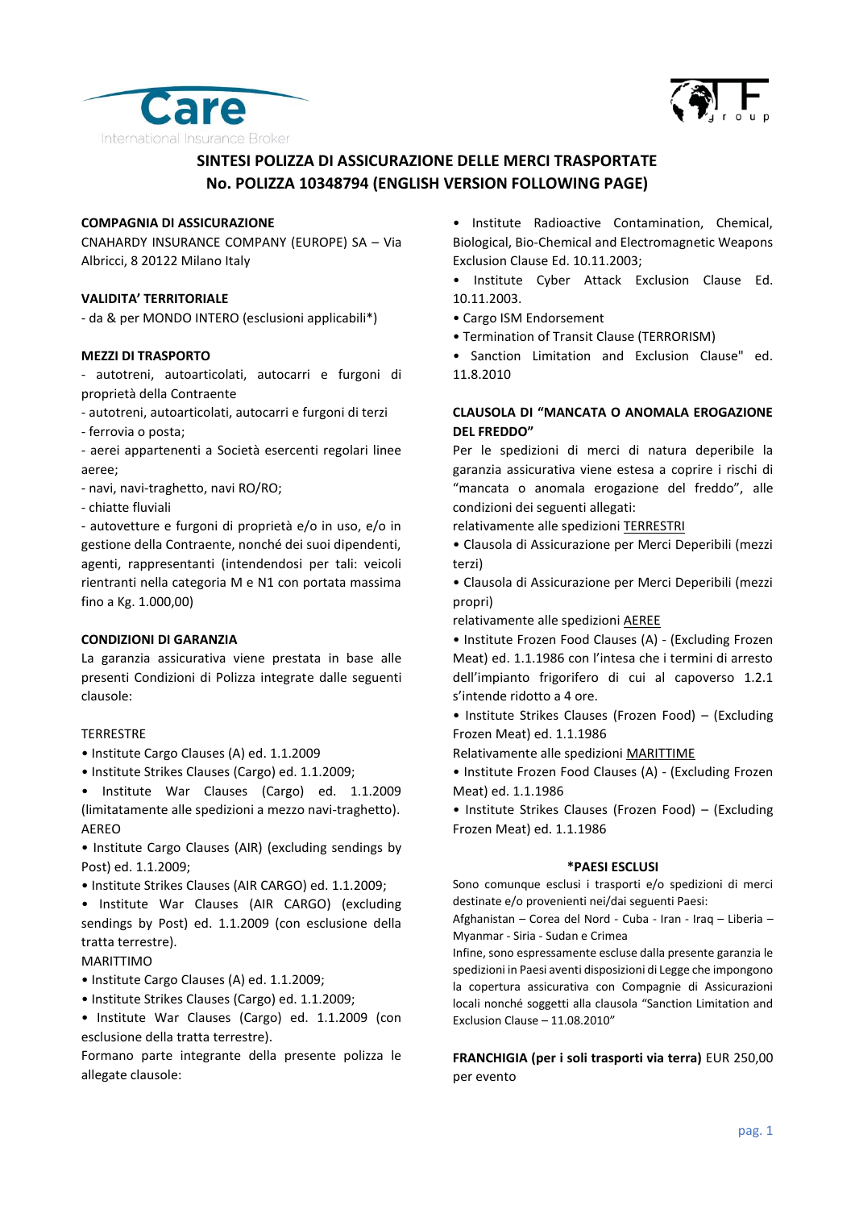# SINTESI POLIZZA DI ASSICURAZIONE DELLE MERCI TRASPORTATE
# No. POLIZZA 10348794 (ENGLISH VERSION FOLLOWING PAGE)

**COMPAGNIA DI ASSICURAZIONE**

CNAHARDY INSURANCE COMPANY (EUROPE) SA – Via Albricci, 8 20122 Milano Italy

**VALIDITA' TERRITORIALE**

- da & per MONDO INTERO (esclusioni applicabili*)

**MEZZI DI TRASPORTO**

- autotreni, autoarticolati, autocarri e furgoni di proprietà della Contraente
- autotreni, autoarticolati, autocarri e furgoni di terzi
- ferrovia o posta;
- aerei appartenenti a Società esercenti regolari linee aeree;
- navi, navi-traghetto, navi RO/RO;
- chiatte fluviali
- autovetture e furgoni di proprietà e/o in uso, e/o in gestione della Contraente, nonché dei suoi dipendenti, agenti, rappresentanti (intendendosi per tali: veicoli rientranti nella categoria M e N1 con portata massima fino a Kg. 1.000,00)

**CONDIZIONI DI GARANZIA**

La garanzia assicurativa viene prestata in base alle presenti Condizioni di Polizza integrate dalle seguenti clausole:

TERRESTRE

- Institute Cargo Clauses (A) ed. 1.1.2009
- Institute Strikes Clauses (Cargo) ed. 1.1.2009;
- Institute War Clauses (Cargo) ed. 1.1.2009 (limitatamente alle spedizioni a mezzo navi-traghetto).

AEREO

- Institute Cargo Clauses (AIR) (excluding sendings by Post) ed. 1.1.2009;
- Institute Strikes Clauses (AIR CARGO) ed. 1.1.2009;
- Institute War Clauses (AIR CARGO) (excluding sendings by Post) ed. 1.1.2009 (con esclusione della tratta terrestre).

MARITTIMO

- Institute Cargo Clauses (A) ed. 1.1.2009;
- Institute Strikes Clauses (Cargo) ed. 1.1.2009;
- Institute War Clauses (Cargo) ed. 1.1.2009 (con esclusione della tratta terrestre).

Formano parte integrante della presente polizza le allegate clausole:

- Institute Radioactive Contamination, Chemical, Biological, Bio-Chemical and Electromagnetic Weapons Exclusion Clause Ed. 10.11.2003;
- Institute Cyber Attack Exclusion Clause Ed. 10.11.2003.
- Cargo ISM Endorsement
- Termination of Transit Clause (TERRORISM)
- Sanction Limitation and Exclusion Clause" ed. 11.8.2010

**CLAUSOLA DI "MANCATA O ANOMALA EROGAZIONE DEL FREDDO"**

Per le spedizioni di merci di natura deperibile la garanzia assicurativa viene estesa a coprire i rischi di "mancata o anomala erogazione del freddo", alle condizioni dei seguenti allegati:

relativamente alle spedizioni <u>TERRESTRI</u>

- Clausola di Assicurazione per Merci Deperibili (mezzi terzi)
- Clausola di Assicurazione per Merci Deperibili (mezzi propri)

relativamente alle spedizioni <u>AEREE</u>

- Institute Frozen Food Clauses (A) - (Excluding Frozen Meat) ed. 1.1.1986 con l'intesa che i termini di arresto dell'impianto frigorifero di cui al capoverso 1.2.1 s'intende ridotto a 4 ore.
- Institute Strikes Clauses (Frozen Food) – (Excluding Frozen Meat) ed. 1.1.1986

Relativamente alle spedizioni <u>MARITTIME</u>

- Institute Frozen Food Clauses (A) - (Excluding Frozen Meat) ed. 1.1.1986
- Institute Strikes Clauses (Frozen Food) – (Excluding Frozen Meat) ed. 1.1.1986

**\*PAESI ESCLUSI**

Sono comunque esclusi i trasporti e/o spedizioni di merci destinate e/o provenienti nei/dai seguenti Paesi:

Afghanistan – Corea del Nord - Cuba - Iran - Iraq – Liberia – Myanmar - Siria - Sudan e Crimea

Infine, sono espressamente escluse dalla presente garanzia le spedizioni in Paesi aventi disposizioni di Legge che impongono la copertura assicurativa con Compagnie di Assicurazioni locali nonché soggetti alla clausola "Sanction Limitation and Exclusion Clause – 11.08.2010"

**FRANCHIGIA (per i soli trasporti via terra)** EUR 250,00 per evento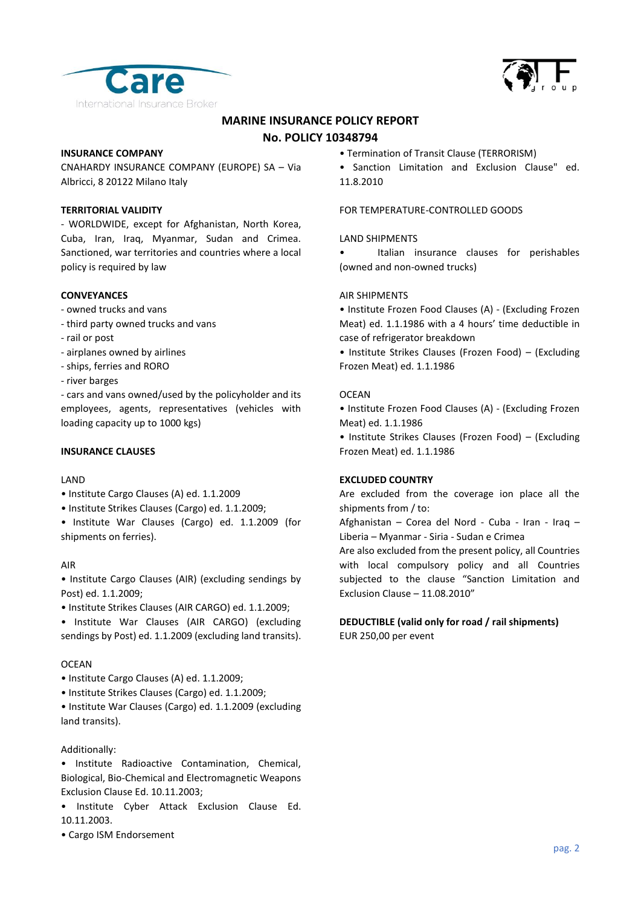Care
International Insurance Broker

# MARINE INSURANCE POLICY REPORT
## No. POLICY 10348794

**INSURANCE COMPANY**
CNAHARDY INSURANCE COMPANY (EUROPE) SA – Via Albricci, 8 20122 Milano Italy

**TERRITORIAL VALIDITY**
- WORLDWIDE, except for Afghanistan, North Korea, Cuba, Iran, Iraq, Myanmar, Sudan and Crimea. Sanctioned, war territories and countries where a local policy is required by law

**CONVEYANCES**
- owned trucks and vans
- third party owned trucks and vans
- rail or post
- airplanes owned by airlines
- ships, ferries and RORO
- river barges
- cars and vans owned/used by the policyholder and its employees, agents, representatives (vehicles with loading capacity up to 1000 kgs)

**INSURANCE CLAUSES**

LAND
• Institute Cargo Clauses (A) ed. 1.1.2009
• Institute Strikes Clauses (Cargo) ed. 1.1.2009;
• Institute War Clauses (Cargo) ed. 1.1.2009 (for shipments on ferries).

AIR
• Institute Cargo Clauses (AIR) (excluding sendings by Post) ed. 1.1.2009;
• Institute Strikes Clauses (AIR CARGO) ed. 1.1.2009;
• Institute War Clauses (AIR CARGO) (excluding sendings by Post) ed. 1.1.2009 (excluding land transits).

OCEAN
• Institute Cargo Clauses (A) ed. 1.1.2009;
• Institute Strikes Clauses (Cargo) ed. 1.1.2009;
• Institute War Clauses (Cargo) ed. 1.1.2009 (excluding land transits).

Additionally:
• Institute Radioactive Contamination, Chemical, Biological, Bio-Chemical and Electromagnetic Weapons Exclusion Clause Ed. 10.11.2003;
• Institute Cyber Attack Exclusion Clause Ed. 10.11.2003.
• Cargo ISM Endorsement
• Termination of Transit Clause (TERRORISM)
• Sanction Limitation and Exclusion Clause" ed. 11.8.2010

FOR TEMPERATURE-CONTROLLED GOODS

LAND SHIPMENTS
• Italian insurance clauses for perishables (owned and non-owned trucks)

AIR SHIPMENTS
• Institute Frozen Food Clauses (A) - (Excluding Frozen Meat) ed. 1.1.1986 with a 4 hours' time deductible in case of refrigerator breakdown
• Institute Strikes Clauses (Frozen Food) – (Excluding Frozen Meat) ed. 1.1.1986

OCEAN
• Institute Frozen Food Clauses (A) - (Excluding Frozen Meat) ed. 1.1.1986
• Institute Strikes Clauses (Frozen Food) – (Excluding Frozen Meat) ed. 1.1.1986

**EXCLUDED COUNTRY**
Are excluded from the coverage ion place all the shipments from / to:
Afghanistan – Corea del Nord - Cuba - Iran - Iraq – Liberia – Myanmar - Siria - Sudan e Crimea
Are also excluded from the present policy, all Countries with local compulsory policy and all Countries subjected to the clause "Sanction Limitation and Exclusion Clause – 11.08.2010"

**DEDUCTIBLE (valid only for road / rail shipments)**
EUR 250,00 per event